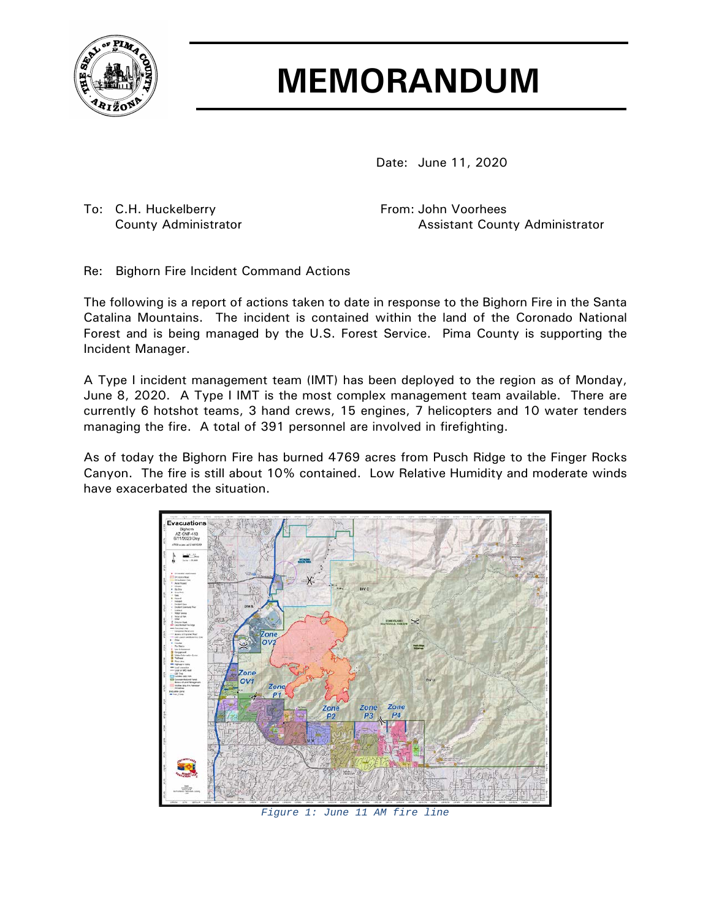# MEMORANDUM

Date: June 11, 2020

To: C.H. Huckelberry
County Administrator

From: John Voorhees
Assistant County Administrator

Re: Bighorn Fire Incident Command Actions

The following is a report of actions taken to date in response to the Bighorn Fire in the Santa Catalina Mountains. The incident is contained within the land of the Coronado National Forest and is being managed by the U.S. Forest Service. Pima County is supporting the Incident Manager.

A Type I incident management team (IMT) has been deployed to the region as of Monday, June 8, 2020. A Type I IMT is the most complex management team available. There are currently 6 hotshot teams, 3 hand crews, 15 engines, 7 helicopters and 10 water tenders managing the fire. A total of 391 personnel are involved in firefighting.

As of today the Bighorn Fire has burned 4769 acres from Pusch Ridge to the Finger Rocks Canyon. The fire is still about 10% contained. Low Relative Humidity and moderate winds have exacerbated the situation.

*Figure 1: June 11 AM fire line*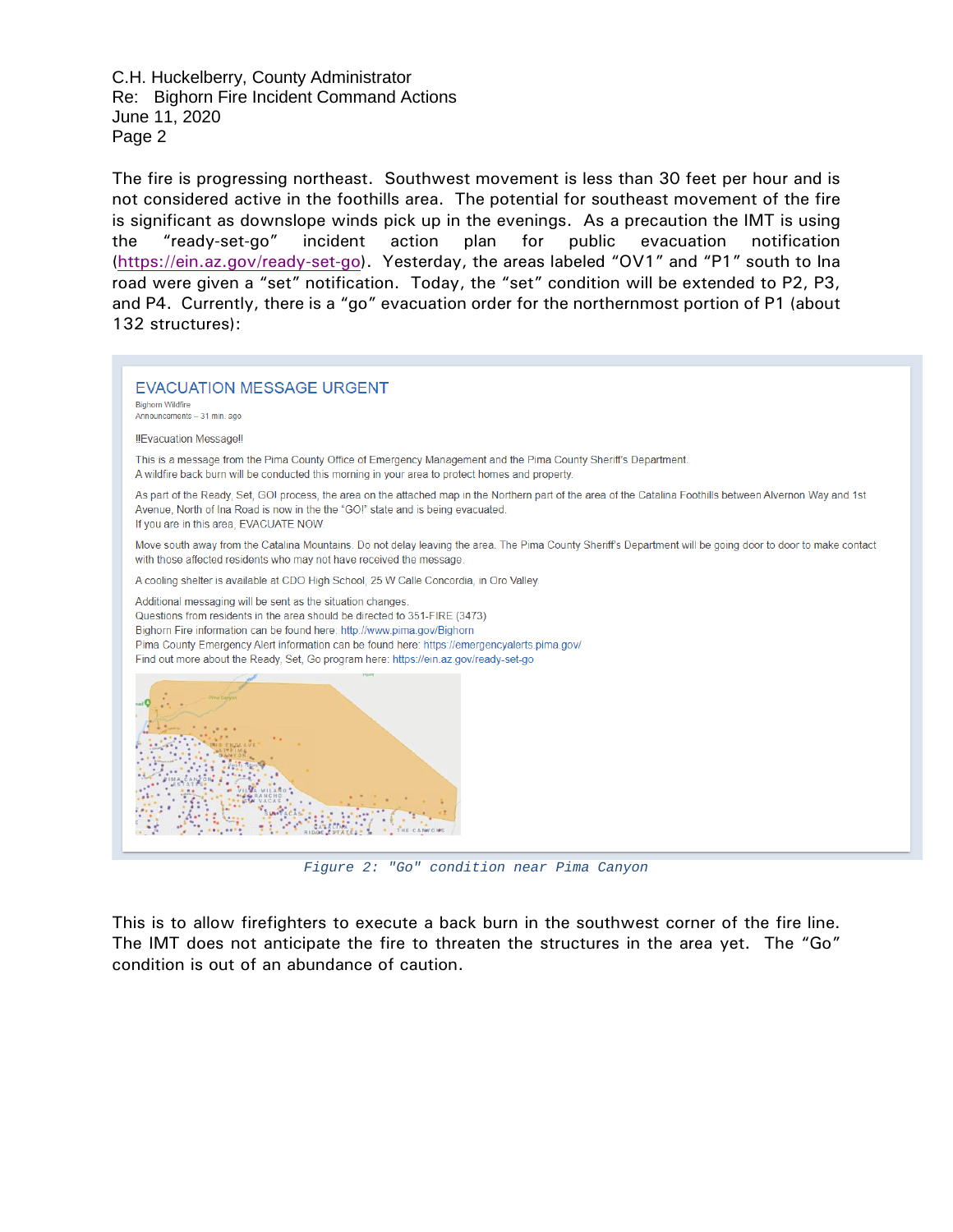The fire is progressing northeast. Southwest movement is less than 30 feet per hour and is not considered active in the foothills area. The potential for southeast movement of the fire is significant as downslope winds pick up in the evenings. As a precaution the IMT is using the "ready-set-go" incident action plan for public evacuation notification (https://ein.az.gov/ready-set-go). Yesterday, the areas labeled "OV1" and "P1" south to Ina road were given a "set" notification. Today, the "set" condition will be extended to P2, P3, and P4. Currently, there is a "go" evacuation order for the northernmost portion of P1 (about 132 structures):

EVACUATION MESSAGE URGENT

Bighorn Wildfire
Announcements – 31 min. ago

!!Evacuation Message!!

This is a message from the Pima County Office of Emergency Management and the Pima County Sheriff's Department.
A wildfire back burn will be conducted this morning in your area to protect homes and property.

As part of the Ready, Set, GO! process, the area on the attached map in the Northern part of the area of the Catalina Foothills between Alvernon Way and 1st Avenue, North of Ina Road is now in the the "GO!" state and is being evacuated.
If you are in this area, EVACUATE NOW.

Move south away from the Catalina Mountains. Do not delay leaving the area. The Pima County Sheriff's Department will be going door to door to make contact with those affected residents who may not have received the message.

A cooling shelter is available at CDO High School, 25 W Calle Concordia, in Oro Valley.

Additional messaging will be sent as the situation changes.
Questions from residents in the area should be directed to 351-FIRE (3473)
Bighorn Fire information can be found here: http://www.pima.gov/Bighorn
Pima County Emergency Alert information can be found here: https://emergencyalerts.pima.gov/
Find out more about the Ready, Set, Go program here: https://ein.az.gov/ready-set-go

*Figure 2: "Go" condition near Pima Canyon*

This is to allow firefighters to execute a back burn in the southwest corner of the fire line. The IMT does not anticipate the fire to threaten the structures in the area yet. The "Go" condition is out of an abundance of caution.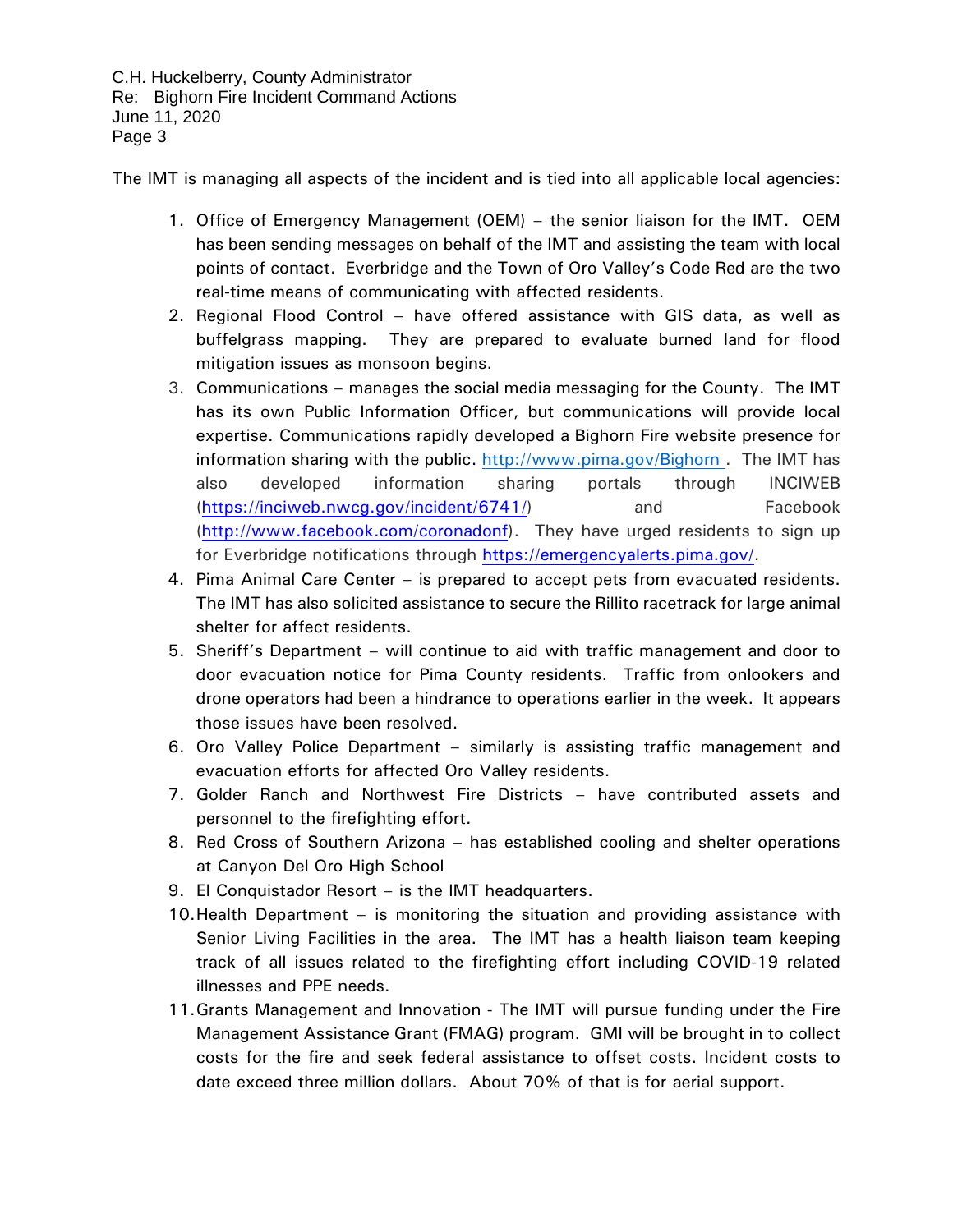The IMT is managing all aspects of the incident and is tied into all applicable local agencies:

1. Office of Emergency Management (OEM) – the senior liaison for the IMT. OEM has been sending messages on behalf of the IMT and assisting the team with local points of contact. Everbridge and the Town of Oro Valley's Code Red are the two real-time means of communicating with affected residents.
2. Regional Flood Control – have offered assistance with GIS data, as well as buffelgrass mapping. They are prepared to evaluate burned land for flood mitigation issues as monsoon begins.
3. Communications – manages the social media messaging for the County. The IMT has its own Public Information Officer, but communications will provide local expertise. Communications rapidly developed a Bighorn Fire website presence for information sharing with the public. http://www.pima.gov/Bighorn . The IMT has also developed information sharing portals through INCIWEB (https://inciweb.nwcg.gov/incident/6741/) and Facebook (http://www.facebook.com/coronadonf). They have urged residents to sign up for Everbridge notifications through https://emergencyalerts.pima.gov/.
4. Pima Animal Care Center – is prepared to accept pets from evacuated residents. The IMT has also solicited assistance to secure the Rillito racetrack for large animal shelter for affect residents.
5. Sheriff's Department – will continue to aid with traffic management and door to door evacuation notice for Pima County residents. Traffic from onlookers and drone operators had been a hindrance to operations earlier in the week. It appears those issues have been resolved.
6. Oro Valley Police Department – similarly is assisting traffic management and evacuation efforts for affected Oro Valley residents.
7. Golder Ranch and Northwest Fire Districts – have contributed assets and personnel to the firefighting effort.
8. Red Cross of Southern Arizona – has established cooling and shelter operations at Canyon Del Oro High School
9. El Conquistador Resort – is the IMT headquarters.
10. Health Department – is monitoring the situation and providing assistance with Senior Living Facilities in the area. The IMT has a health liaison team keeping track of all issues related to the firefighting effort including COVID-19 related illnesses and PPE needs.
11. Grants Management and Innovation - The IMT will pursue funding under the Fire Management Assistance Grant (FMAG) program. GMI will be brought in to collect costs for the fire and seek federal assistance to offset costs. Incident costs to date exceed three million dollars. About 70% of that is for aerial support.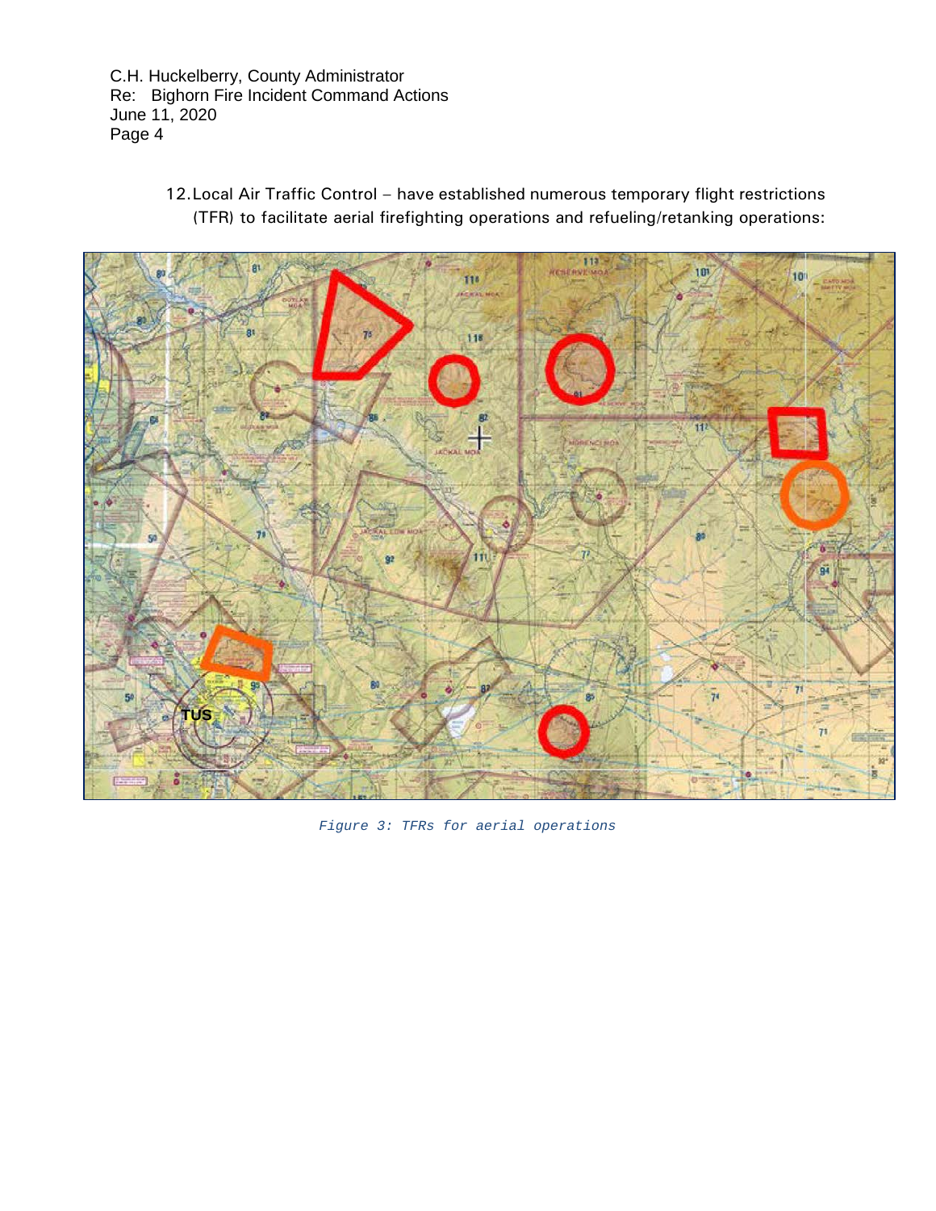12. Local Air Traffic Control – have established numerous temporary flight restrictions (TFR) to facilitate aerial firefighting operations and refueling/retanking operations:

*Figure 3: TFRs for aerial operations*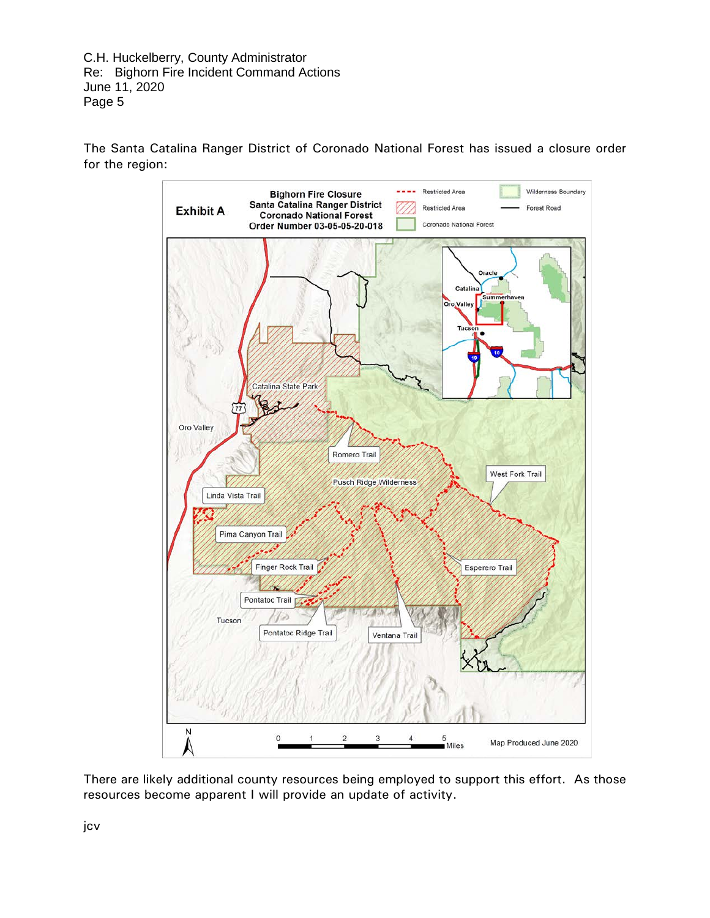The Santa Catalina Ranger District of Coronado National Forest has issued a closure order for the region:

**Exhibit A**

**Bighorn Fire Closure**
**Santa Catalina Ranger District**
**Coronado National Forest**
**Order Number 03-05-05-20-018**

Restricted Area
Restricted Area
Coronado National Forest
Wilderness Boundary
Forest Road

Oracle
Catalina
Summerhaven
Oro Valley
Tucson
10
19

Catalina State Park
77
Oro Valley
Romero Trail
Pusch Ridge Wilderness
West Fork Trail
Linda Vista Trail
Pima Canyon Trail
Finger Rock Trail
Esperero Trail
Pontatoc Trail
Tucson
Pontatoc Ridge Trail
Ventana Trail

N
0 1 2 3 4 5 Miles
Map Produced June 2020

There are likely additional county resources being employed to support this effort. As those resources become apparent I will provide an update of activity.

jcv